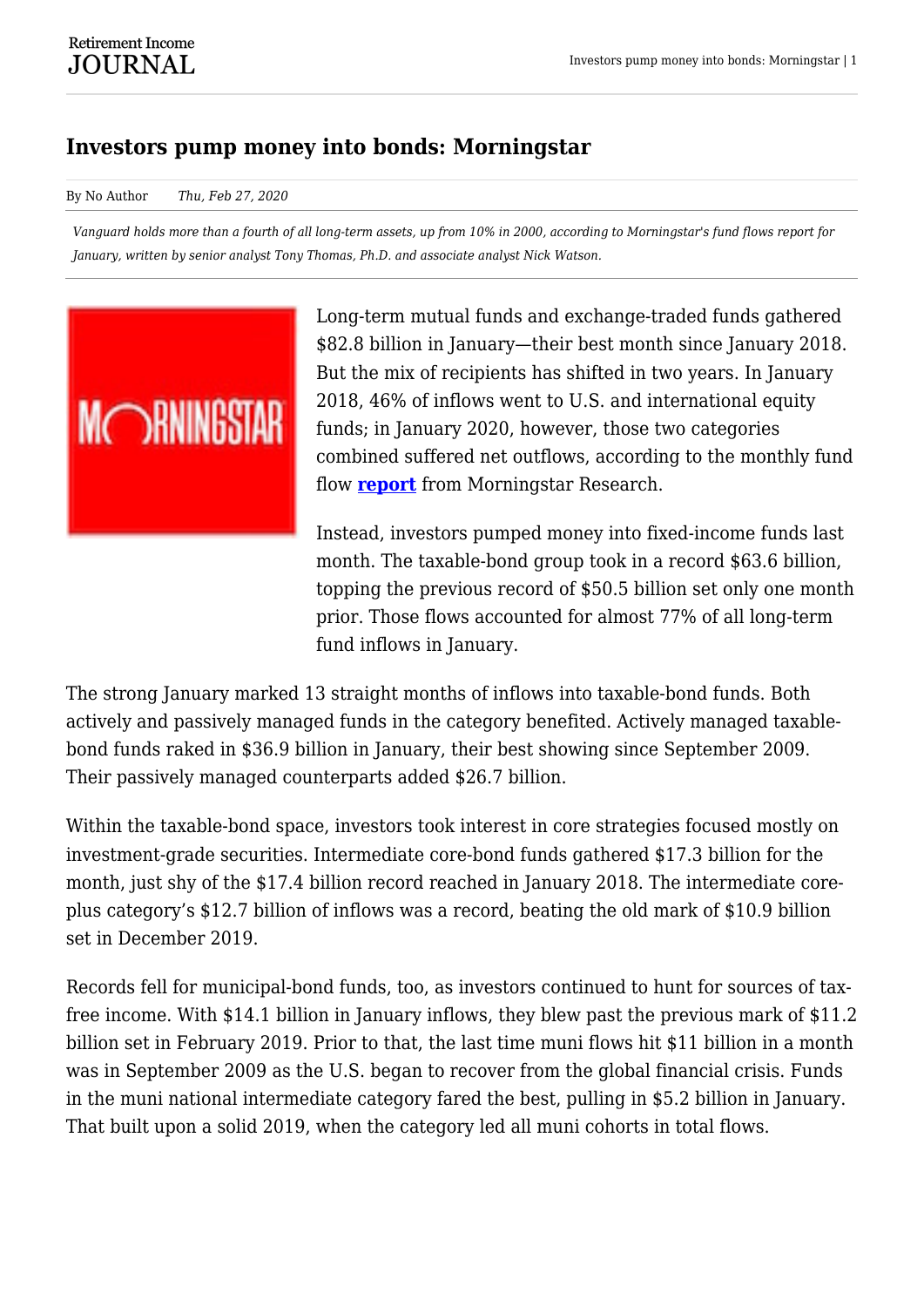# Investors pump money into bonds: Morningstar

By No Author *Thu, Feb 27, 2020*

*Vanguard holds more than a fourth of all long-term assets, up from 10% in 2000, according to Morningstar's fund flows report for January, written by senior analyst Tony Thomas, Ph.D. and associate analyst Nick Watson.*

Long-term mutual funds and exchange-traded funds gathered $82.8 billion in January—their best month since January 2018. But the mix of recipients has shifted in two years. In January 2018, 46% of inflows went to U.S. and international equity funds; in January 2020, however, those two categories combined suffered net outflows, according to the monthly fund flow **report** from Morningstar Research.

Instead, investors pumped money into fixed-income funds last month. The taxable-bond group took in a record $63.6 billion, topping the previous record of $50.5 billion set only one month prior. Those flows accounted for almost 77% of all long-term fund inflows in January.

The strong January marked 13 straight months of inflows into taxable-bond funds. Both actively and passively managed funds in the category benefited. Actively managed taxable-bond funds raked in $36.9 billion in January, their best showing since September 2009. Their passively managed counterparts added $26.7 billion.

Within the taxable-bond space, investors took interest in core strategies focused mostly on investment-grade securities. Intermediate core-bond funds gathered $17.3 billion for the month, just shy of the $17.4 billion record reached in January 2018. The intermediate core-plus category's $12.7 billion of inflows was a record, beating the old mark of $10.9 billion set in December 2019.

Records fell for municipal-bond funds, too, as investors continued to hunt for sources of tax-free income. With $14.1 billion in January inflows, they blew past the previous mark of $11.2 billion set in February 2019. Prior to that, the last time muni flows hit $11 billion in a month was in September 2009 as the U.S. began to recover from the global financial crisis. Funds in the muni national intermediate category fared the best, pulling in $5.2 billion in January. That built upon a solid 2019, when the category led all muni cohorts in total flows.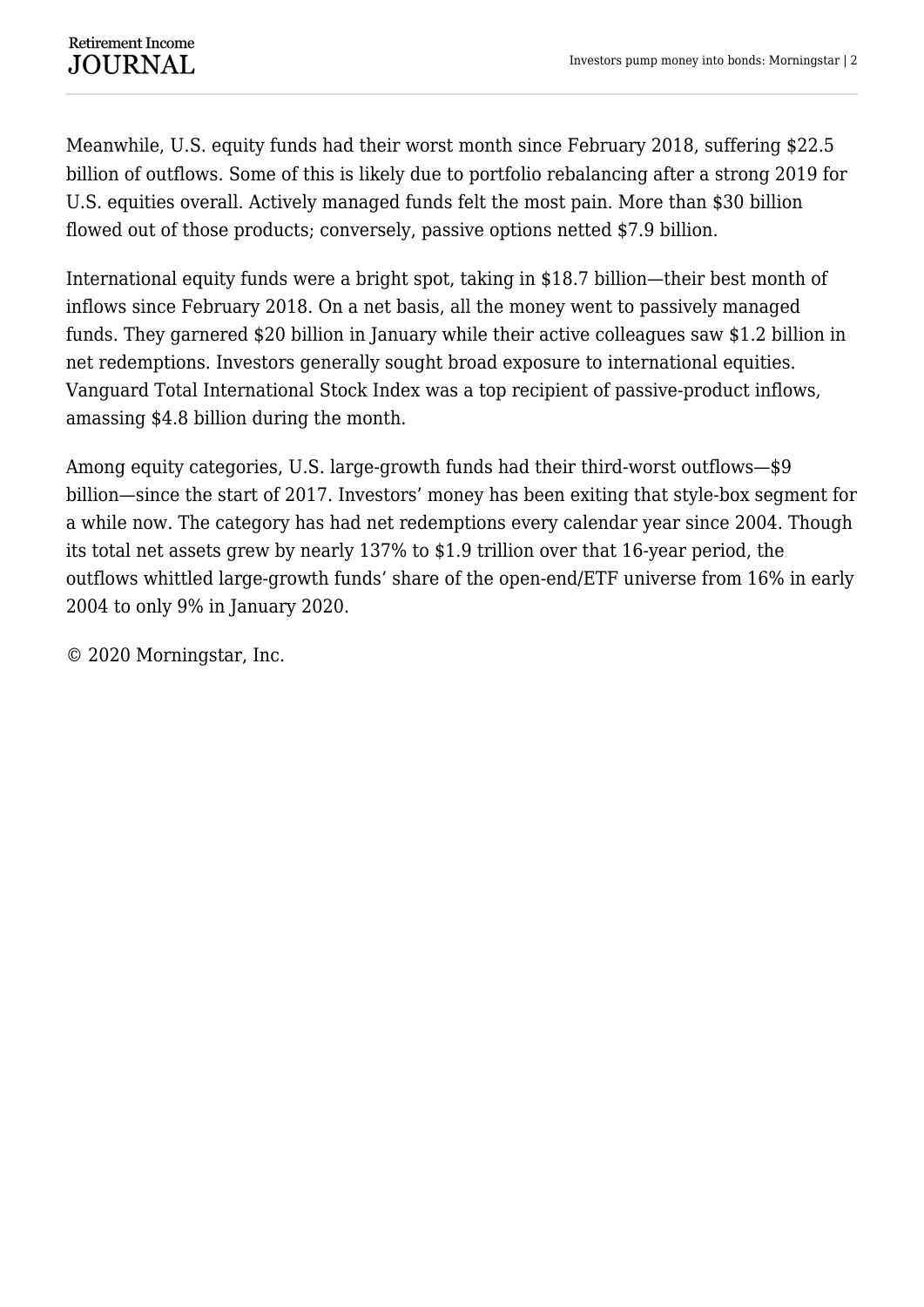Meanwhile, U.S. equity funds had their worst month since February 2018, suffering $22.5 billion of outflows. Some of this is likely due to portfolio rebalancing after a strong 2019 for U.S. equities overall. Actively managed funds felt the most pain. More than $30 billion flowed out of those products; conversely, passive options netted $7.9 billion.

International equity funds were a bright spot, taking in $18.7 billion—their best month of inflows since February 2018. On a net basis, all the money went to passively managed funds. They garnered $20 billion in January while their active colleagues saw $1.2 billion in net redemptions. Investors generally sought broad exposure to international equities. Vanguard Total International Stock Index was a top recipient of passive-product inflows, amassing $4.8 billion during the month.

Among equity categories, U.S. large-growth funds had their third-worst outflows—$9 billion—since the start of 2017. Investors' money has been exiting that style-box segment for a while now. The category has had net redemptions every calendar year since 2004. Though its total net assets grew by nearly 137% to $1.9 trillion over that 16-year period, the outflows whittled large-growth funds' share of the open-end/ETF universe from 16% in early 2004 to only 9% in January 2020.

© 2020 Morningstar, Inc.